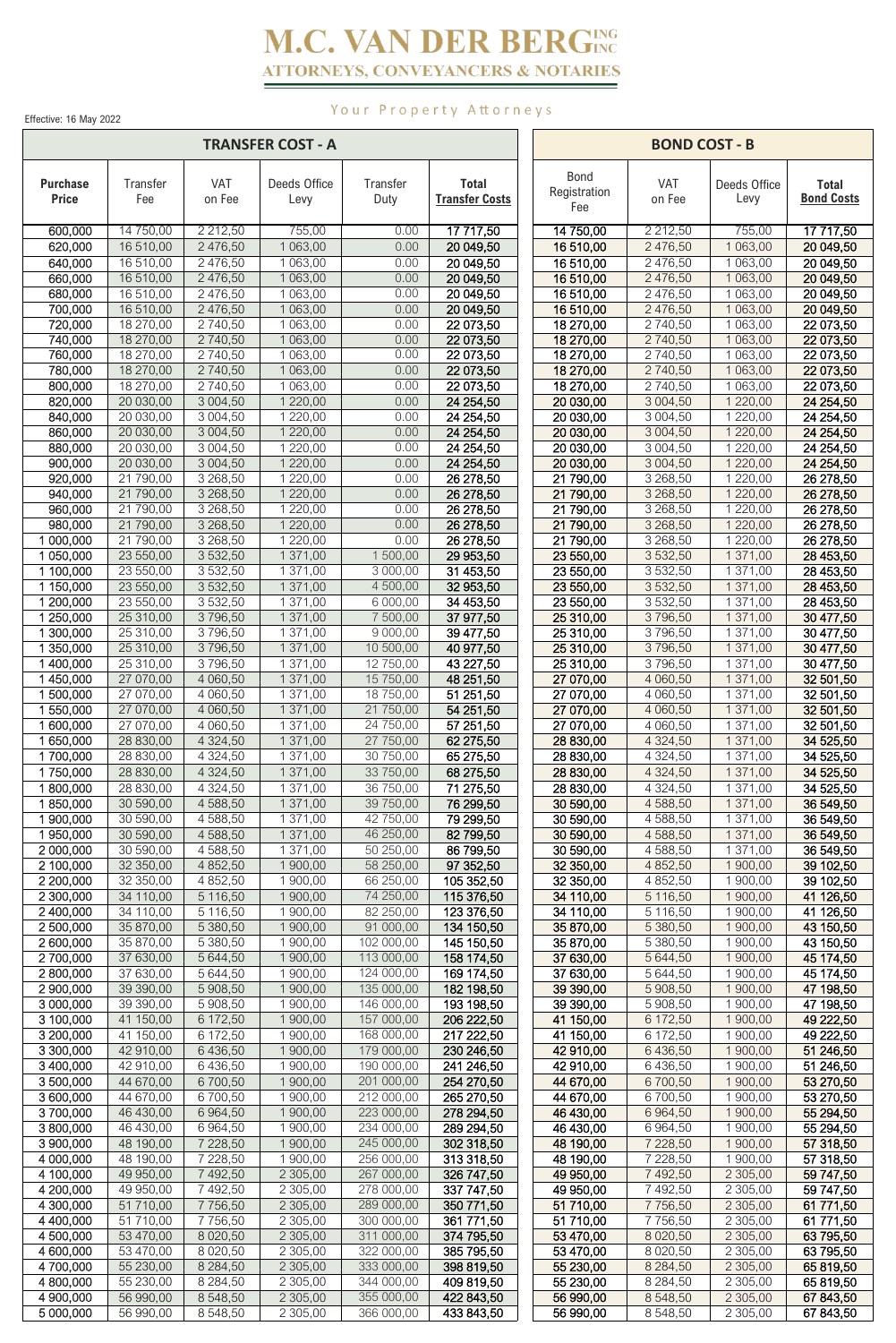# M.C. VAN DER BERG INC

**ATTORNEYS, CONVEYANCERS & NOTARIES**

Your Property Attorneys

Effective: 16 May 2022

## TRANSFER COST - A

| Purchase Price | Transfer Fee | VAT on Fee | Deeds Office Levy | Transfer Duty | Total Transfer Costs |
|---|---|---|---|---|---|
| 600,000 | 14 750,00 | 2 212,50 | 755,00 | 0.00 | 17 717,50 |
| 620,000 | 16 510,00 | 2 476,50 | 1 063,00 | 0.00 | 20 049,50 |
| 640,000 | 16 510,00 | 2 476,50 | 1 063,00 | 0.00 | 20 049,50 |
| 660,000 | 16 510,00 | 2 476,50 | 1 063,00 | 0.00 | 20 049,50 |
| 680,000 | 16 510,00 | 2 476,50 | 1 063,00 | 0.00 | 20 049,50 |
| 700,000 | 16 510,00 | 2 476,50 | 1 063,00 | 0.00 | 20 049,50 |
| 720,000 | 18 270,00 | 2 740,50 | 1 063,00 | 0.00 | 22 073,50 |
| 740,000 | 18 270,00 | 2 740,50 | 1 063,00 | 0.00 | 22 073,50 |
| 760,000 | 18 270,00 | 2 740,50 | 1 063,00 | 0.00 | 22 073,50 |
| 780,000 | 18 270,00 | 2 740,50 | 1 063,00 | 0.00 | 22 073,50 |
| 800,000 | 18 270,00 | 2 740,50 | 1 063,00 | 0.00 | 22 073,50 |
| 820,000 | 20 030,00 | 3 004,50 | 1 220,00 | 0.00 | 24 254,50 |
| 840,000 | 20 030,00 | 3 004,50 | 1 220,00 | 0.00 | 24 254,50 |
| 860,000 | 20 030,00 | 3 004,50 | 1 220,00 | 0.00 | 24 254,50 |
| 880,000 | 20 030,00 | 3 004,50 | 1 220,00 | 0.00 | 24 254,50 |
| 900,000 | 20 030,00 | 3 004,50 | 1 220,00 | 0.00 | 24 254,50 |
| 920,000 | 21 790,00 | 3 268,50 | 1 220,00 | 0.00 | 26 278,50 |
| 940,000 | 21 790,00 | 3 268,50 | 1 220,00 | 0.00 | 26 278,50 |
| 960,000 | 21 790,00 | 3 268,50 | 1 220,00 | 0.00 | 26 278,50 |
| 980,000 | 21 790,00 | 3 268,50 | 1 220,00 | 0.00 | 26 278,50 |
| 1 000,000 | 21 790,00 | 3 268,50 | 1 220,00 | 0.00 | 26 278,50 |
| 1 050,000 | 23 550,00 | 3 532,50 | 1 371,00 | 1 500,00 | 29 953,50 |
| 1 100,000 | 23 550,00 | 3 532,50 | 1 371,00 | 3 000,00 | 31 453,50 |
| 1 150,000 | 23 550,00 | 3 532,50 | 1 371,00 | 4 500,00 | 32 953,50 |
| 1 200,000 | 23 550,00 | 3 532,50 | 1 371,00 | 6 000,00 | 34 453,50 |
| 1 250,000 | 25 310,00 | 3 796,50 | 1 371,00 | 7 500,00 | 37 977,50 |
| 1 300,000 | 25 310,00 | 3 796,50 | 1 371,00 | 9 000,00 | 39 477,50 |
| 1 350,000 | 25 310,00 | 3 796,50 | 1 371,00 | 10 500,00 | 40 977,50 |
| 1 400,000 | 25 310,00 | 3 796,50 | 1 371,00 | 12 750,00 | 43 227,50 |
| 1 450,000 | 27 070,00 | 4 060,50 | 1 371,00 | 15 750,00 | 48 251,50 |
| 1 500,000 | 27 070,00 | 4 060,50 | 1 371,00 | 18 750,00 | 51 251,50 |
| 1 550,000 | 27 070,00 | 4 060,50 | 1 371,00 | 21 750,00 | 54 251,50 |
| 1 600,000 | 27 070,00 | 4 060,50 | 1 371,00 | 24 750,00 | 57 251,50 |
| 1 650,000 | 28 830,00 | 4 324,50 | 1 371,00 | 27 750,00 | 62 275,50 |
| 1 700,000 | 28 830,00 | 4 324,50 | 1 371,00 | 30 750,00 | 65 275,50 |
| 1 750,000 | 28 830,00 | 4 324,50 | 1 371,00 | 33 750,00 | 68 275,50 |
| 1 800,000 | 28 830,00 | 4 324,50 | 1 371,00 | 36 750,00 | 71 275,50 |
| 1 850,000 | 30 590,00 | 4 588,50 | 1 371,00 | 39 750,00 | 76 299,50 |
| 1 900,000 | 30 590,00 | 4 588,50 | 1 371,00 | 42 750,00 | 79 299,50 |
| 1 950,000 | 30 590,00 | 4 588,50 | 1 371,00 | 46 250,00 | 82 799,50 |
| 2 000,000 | 30 590,00 | 4 588,50 | 1 371,00 | 50 250,00 | 86 799,50 |
| 2 100,000 | 32 350,00 | 4 852,50 | 1 900,00 | 58 250,00 | 97 352,50 |
| 2 200,000 | 32 350,00 | 4 852,50 | 1 900,00 | 66 250,00 | 105 352,50 |
| 2 300,000 | 34 110,00 | 5 116,50 | 1 900,00 | 74 250,00 | 115 376,50 |
| 2 400,000 | 34 110,00 | 5 116,50 | 1 900,00 | 82 250,00 | 123 376,50 |
| 2 500,000 | 35 870,00 | 5 380,50 | 1 900,00 | 91 000,00 | 134 150,50 |
| 2 600,000 | 35 870,00 | 5 380,50 | 1 900,00 | 102 000,00 | 145 150,50 |
| 2 700,000 | 37 630,00 | 5 644,50 | 1 900,00 | 113 000,00 | 158 174,50 |
| 2 800,000 | 37 630,00 | 5 644,50 | 1 900,00 | 124 000,00 | 169 174,50 |
| 2 900,000 | 39 390,00 | 5 908,50 | 1 900,00 | 135 000,00 | 182 198,50 |
| 3 000,000 | 39 390,00 | 5 908,50 | 1 900,00 | 146 000,00 | 193 198,50 |
| 3 100,000 | 41 150,00 | 6 172,50 | 1 900,00 | 157 000,00 | 206 222,50 |
| 3 200,000 | 41 150,00 | 6 172,50 | 1 900,00 | 168 000,00 | 217 222,50 |
| 3 300,000 | 42 910,00 | 6 436,50 | 1 900,00 | 179 000,00 | 230 246,50 |
| 3 400,000 | 42 910,00 | 6 436,50 | 1 900,00 | 190 000,00 | 241 246,50 |
| 3 500,000 | 44 670,00 | 6 700,50 | 1 900,00 | 201 000,00 | 254 270,50 |
| 3 600,000 | 44 670,00 | 6 700,50 | 1 900,00 | 212 000,00 | 265 270,50 |
| 3 700,000 | 46 430,00 | 6 964,50 | 1 900,00 | 223 000,00 | 278 294,50 |
| 3 800,000 | 46 430,00 | 6 964,50 | 1 900,00 | 234 000,00 | 289 294,50 |
| 3 900,000 | 48 190,00 | 7 228,50 | 1 900,00 | 245 000,00 | 302 318,50 |
| 4 000,000 | 48 190,00 | 7 228,50 | 1 900,00 | 256 000,00 | 313 318,50 |
| 4 100,000 | 49 950,00 | 7 492,50 | 2 305,00 | 267 000,00 | 326 747,50 |
| 4 200,000 | 49 950,00 | 7 492,50 | 2 305,00 | 278 000,00 | 337 747,50 |
| 4 300,000 | 51 710,00 | 7 756,50 | 2 305,00 | 289 000,00 | 350 771,50 |
| 4 400,000 | 51 710,00 | 7 756,50 | 2 305,00 | 300 000,00 | 361 771,50 |
| 4 500,000 | 53 470,00 | 8 020,50 | 2 305,00 | 311 000,00 | 374 795,50 |
| 4 600,000 | 53 470,00 | 8 020,50 | 2 305,00 | 322 000,00 | 385 795,50 |
| 4 700,000 | 55 230,00 | 8 284,50 | 2 305,00 | 333 000,00 | 398 819,50 |
| 4 800,000 | 55 230,00 | 8 284,50 | 2 305,00 | 344 000,00 | 409 819,50 |
| 4 900,000 | 56 990,00 | 8 548,50 | 2 305,00 | 355 000,00 | 422 843,50 |
| 5 000,000 | 56 990,00 | 8 548,50 | 2 305,00 | 366 000,00 | 433 843,50 |

## BOND COST - B

| Bond Registration Fee | VAT on Fee | Deeds Office Levy | Total Bond Costs |
|---|---|---|---|
| 14 750,00 | 2 212,50 | 755,00 | 17 717,50 |
| 16 510,00 | 2 476,50 | 1 063,00 | 20 049,50 |
| 16 510,00 | 2 476,50 | 1 063,00 | 20 049,50 |
| 16 510,00 | 2 476,50 | 1 063,00 | 20 049,50 |
| 16 510,00 | 2 476,50 | 1 063,00 | 20 049,50 |
| 16 510,00 | 2 476,50 | 1 063,00 | 20 049,50 |
| 18 270,00 | 2 740,50 | 1 063,00 | 22 073,50 |
| 18 270,00 | 2 740,50 | 1 063,00 | 22 073,50 |
| 18 270,00 | 2 740,50 | 1 063,00 | 22 073,50 |
| 18 270,00 | 2 740,50 | 1 063,00 | 22 073,50 |
| 18 270,00 | 2 740,50 | 1 063,00 | 22 073,50 |
| 20 030,00 | 3 004,50 | 1 220,00 | 24 254,50 |
| 20 030,00 | 3 004,50 | 1 220,00 | 24 254,50 |
| 20 030,00 | 3 004,50 | 1 220,00 | 24 254,50 |
| 20 030,00 | 3 004,50 | 1 220,00 | 24 254,50 |
| 20 030,00 | 3 004,50 | 1 220,00 | 24 254,50 |
| 21 790,00 | 3 268,50 | 1 220,00 | 26 278,50 |
| 21 790,00 | 3 268,50 | 1 220,00 | 26 278,50 |
| 21 790,00 | 3 268,50 | 1 220,00 | 26 278,50 |
| 21 790,00 | 3 268,50 | 1 220,00 | 26 278,50 |
| 21 790,00 | 3 268,50 | 1 220,00 | 26 278,50 |
| 23 550,00 | 3 532,50 | 1 371,00 | 28 453,50 |
| 23 550,00 | 3 532,50 | 1 371,00 | 28 453,50 |
| 23 550,00 | 3 532,50 | 1 371,00 | 28 453,50 |
| 23 550,00 | 3 532,50 | 1 371,00 | 28 453,50 |
| 25 310,00 | 3 796,50 | 1 371,00 | 30 477,50 |
| 25 310,00 | 3 796,50 | 1 371,00 | 30 477,50 |
| 25 310,00 | 3 796,50 | 1 371,00 | 30 477,50 |
| 25 310,00 | 3 796,50 | 1 371,00 | 30 477,50 |
| 27 070,00 | 4 060,50 | 1 371,00 | 32 501,50 |
| 27 070,00 | 4 060,50 | 1 371,00 | 32 501,50 |
| 27 070,00 | 4 060,50 | 1 371,00 | 32 501,50 |
| 27 070,00 | 4 060,50 | 1 371,00 | 32 501,50 |
| 28 830,00 | 4 324,50 | 1 371,00 | 34 525,50 |
| 28 830,00 | 4 324,50 | 1 371,00 | 34 525,50 |
| 28 830,00 | 4 324,50 | 1 371,00 | 34 525,50 |
| 28 830,00 | 4 324,50 | 1 371,00 | 34 525,50 |
| 30 590,00 | 4 588,50 | 1 371,00 | 36 549,50 |
| 30 590,00 | 4 588,50 | 1 371,00 | 36 549,50 |
| 30 590,00 | 4 588,50 | 1 371,00 | 36 549,50 |
| 30 590,00 | 4 588,50 | 1 371,00 | 36 549,50 |
| 32 350,00 | 4 852,50 | 1 900,00 | 39 102,50 |
| 32 350,00 | 4 852,50 | 1 900,00 | 39 102,50 |
| 34 110,00 | 5 116,50 | 1 900,00 | 41 126,50 |
| 34 110,00 | 5 116,50 | 1 900,00 | 41 126,50 |
| 35 870,00 | 5 380,50 | 1 900,00 | 43 150,50 |
| 35 870,00 | 5 380,50 | 1 900,00 | 43 150,50 |
| 37 630,00 | 5 644,50 | 1 900,00 | 45 174,50 |
| 37 630,00 | 5 644,50 | 1 900,00 | 45 174,50 |
| 39 390,00 | 5 908,50 | 1 900,00 | 47 198,50 |
| 39 390,00 | 5 908,50 | 1 900,00 | 47 198,50 |
| 41 150,00 | 6 172,50 | 1 900,00 | 49 222,50 |
| 41 150,00 | 6 172,50 | 1 900,00 | 49 222,50 |
| 42 910,00 | 6 436,50 | 1 900,00 | 51 246,50 |
| 42 910,00 | 6 436,50 | 1 900,00 | 51 246,50 |
| 44 670,00 | 6 700,50 | 1 900,00 | 53 270,50 |
| 44 670,00 | 6 700,50 | 1 900,00 | 53 270,50 |
| 46 430,00 | 6 964,50 | 1 900,00 | 55 294,50 |
| 46 430,00 | 6 964,50 | 1 900,00 | 55 294,50 |
| 48 190,00 | 7 228,50 | 1 900,00 | 57 318,50 |
| 48 190,00 | 7 228,50 | 1 900,00 | 57 318,50 |
| 49 950,00 | 7 492,50 | 2 305,00 | 59 747,50 |
| 49 950,00 | 7 492,50 | 2 305,00 | 59 747,50 |
| 51 710,00 | 7 756,50 | 2 305,00 | 61 771,50 |
| 51 710,00 | 7 756,50 | 2 305,00 | 61 771,50 |
| 53 470,00 | 8 020,50 | 2 305,00 | 63 795,50 |
| 53 470,00 | 8 020,50 | 2 305,00 | 63 795,50 |
| 55 230,00 | 8 284,50 | 2 305,00 | 65 819,50 |
| 55 230,00 | 8 284,50 | 2 305,00 | 65 819,50 |
| 56 990,00 | 8 548,50 | 2 305,00 | 67 843,50 |
| 56 990,00 | 8 548,50 | 2 305,00 | 67 843,50 |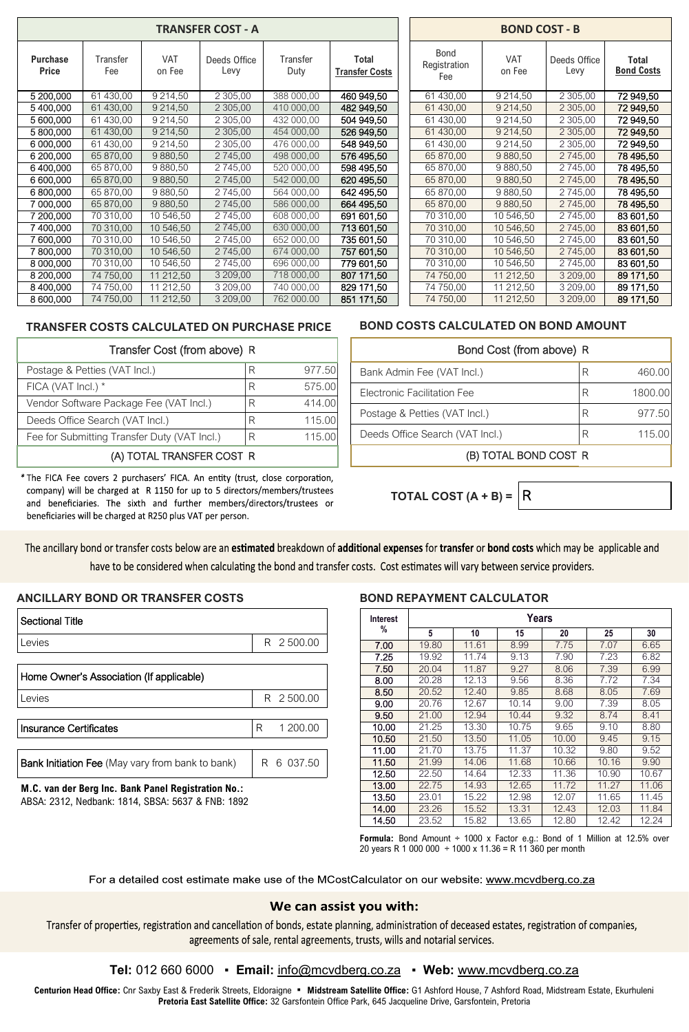## TRANSFER COST - A

| Purchase Price | Transfer Fee | VAT on Fee | Deeds Office Levy | Transfer Duty | Total Transfer Costs |
|---|---|---|---|---|---|
| 5 200,000 | 61 430,00 | 9 214,50 | 2 305,00 | 388 000,00 | 460 949,50 |
| 5 400,000 | 61 430,00 | 9 214,50 | 2 305,00 | 410 000,00 | 482 949,50 |
| 5 600,000 | 61 430,00 | 9 214,50 | 2 305,00 | 432 000,00 | 504 949,50 |
| 5 800,000 | 61 430,00 | 9 214,50 | 2 305,00 | 454 000,00 | 526 949,50 |
| 6 000,000 | 61 430,00 | 9 214,50 | 2 305,00 | 476 000,00 | 548 949,50 |
| 6 200,000 | 65 870,00 | 9 880,50 | 2 745,00 | 498 000,00 | 576 495,50 |
| 6 400,000 | 65 870,00 | 9 880,50 | 2 745,00 | 520 000,00 | 598 495,50 |
| 6 600,000 | 65 870,00 | 9 880,50 | 2 745,00 | 542 000,00 | 620 495,50 |
| 6 800,000 | 65 870,00 | 9 880,50 | 2 745,00 | 564 000,00 | 642 495,50 |
| 7 000,000 | 65 870,00 | 9 880,50 | 2 745,00 | 586 000,00 | 664 495,50 |
| 7 200,000 | 70 310,00 | 10 546,50 | 2 745,00 | 608 000,00 | 691 601,50 |
| 7 400,000 | 70 310,00 | 10 546,50 | 2 745,00 | 630 000,00 | 713 601,50 |
| 7 600,000 | 70 310,00 | 10 546,50 | 2 745,00 | 652 000,00 | 735 601,50 |
| 7 800,000 | 70 310,00 | 10 546,50 | 2 745,00 | 674 000,00 | 757 601,50 |
| 8 000,000 | 70 310,00 | 10 546,50 | 2 745,00 | 696 000,00 | 779 601,50 |
| 8 200,000 | 74 750,00 | 11 212,50 | 3 209,00 | 718 000,00 | 807 171,50 |
| 8 400,000 | 74 750,00 | 11 212,50 | 3 209,00 | 740 000,00 | 829 171,50 |
| 8 600,000 | 74 750,00 | 11 212,50 | 3 209,00 | 762 000.00 | 851 171,50 |

## BOND COST - B

| Bond Registration Fee | VAT on Fee | Deeds Office Levy | Total Bond Costs |
|---|---|---|---|
| 61 430,00 | 9 214,50 | 2 305,00 | 72 949,50 |
| 61 430,00 | 9 214,50 | 2 305,00 | 72 949,50 |
| 61 430,00 | 9 214,50 | 2 305,00 | 72 949,50 |
| 61 430,00 | 9 214,50 | 2 305,00 | 72 949,50 |
| 61 430,00 | 9 214,50 | 2 305,00 | 72 949,50 |
| 65 870,00 | 9 880,50 | 2 745,00 | 78 495,50 |
| 65 870,00 | 9 880,50 | 2 745,00 | 78 495,50 |
| 65 870,00 | 9 880,50 | 2 745,00 | 78 495,50 |
| 65 870,00 | 9 880,50 | 2 745,00 | 78 495,50 |
| 65 870,00 | 9 880,50 | 2 745,00 | 78 495,50 |
| 70 310,00 | 10 546,50 | 2 745,00 | 83 601,50 |
| 70 310,00 | 10 546,50 | 2 745,00 | 83 601,50 |
| 70 310,00 | 10 546,50 | 2 745,00 | 83 601,50 |
| 70 310,00 | 10 546,50 | 2 745,00 | 83 601,50 |
| 70 310,00 | 10 546,50 | 2 745,00 | 83 601,50 |
| 74 750,00 | 11 212,50 | 3 209,00 | 89 171,50 |
| 74 750,00 | 11 212,50 | 3 209,00 | 89 171,50 |
| 74 750,00 | 11 212,50 | 3 209,00 | 89 171,50 |

### TRANSFER COSTS CALCULATED ON PURCHASE PRICE

| Transfer Cost (from above) R | | |
|---|---|---|
| Postage & Petties (VAT Incl.) | R | 977.50 |
| FICA (VAT Incl.) * | R | 575.00 |
| Vendor Software Package Fee (VAT Incl.) | R | 414.00 |
| Deeds Office Search (VAT Incl.) | R | 115.00 |
| Fee for Submitting Transfer Duty (VAT Incl.) | R | 115.00 |
| (A) TOTAL TRANSFER COST R | | |

* The FICA Fee covers 2 purchasers' FICA. An entity (trust, close corporation, company) will be charged at R 1150 for up to 5 directors/members/trustees and beneficiaries. The sixth and further members/directors/trustees or beneficiaries will be charged at R250 plus VAT per person.

### BOND COSTS CALCULATED ON BOND AMOUNT

| Bond Cost (from above) R | | |
|---|---|---|
| Bank Admin Fee (VAT Incl.) | R | 460.00 |
| Electronic Facilitation Fee | R | 1800.00 |
| Postage & Petties (VAT Incl.) | R | 977.50 |
| Deeds Office Search (VAT Incl.) | R | 115.00 |
| (B) TOTAL BOND COST R | | |

**TOTAL COST (A + B) =** R

The ancillary bond or transfer costs below are an **estimated** breakdown of **additional expenses** for **transfer** or **bond costs** which may be applicable and have to be considered when calculating the bond and transfer costs. Cost estimates will vary between service providers.

### ANCILLARY BOND OR TRANSFER COSTS

| Sectional Title | |
|---|---|
| Levies | R 2 500.00 |

| Home Owner's Association (If applicable) | |
|---|---|
| Levies | R 2 500.00 |

| | |
|---|---|
| Insurance Certificates | R 1 200.00 |
| **Bank Initiation Fee** (May vary from bank to bank) | R 6 037.50 |

**M.C. van der Berg Inc. Bank Panel Registration No.:**
ABSA: 2312, Nedbank: 1814, SBSA: 5637 & FNB: 1892

### BOND REPAYMENT CALCULATOR

| Interest % | Years | | | | | |
|---|---|---|---|---|---|---|
| | 5 | 10 | 15 | 20 | 25 | 30 |
| 7.00 | 19.80 | 11.61 | 8.99 | 7.75 | 7.07 | 6.65 |
| 7.25 | 19.92 | 11.74 | 9.13 | 7.90 | 7.23 | 6.82 |
| 7.50 | 20.04 | 11.87 | 9.27 | 8.06 | 7.39 | 6.99 |
| 8.00 | 20.28 | 12.13 | 9.56 | 8.36 | 7.72 | 7.34 |
| 8.50 | 20.52 | 12.40 | 9.85 | 8.68 | 8.05 | 7.69 |
| 9.00 | 20.76 | 12.67 | 10.14 | 9.00 | 7.39 | 8.05 |
| 9.50 | 21.00 | 12.94 | 10.44 | 9.32 | 8.74 | 8.41 |
| 10.00 | 21.25 | 13.30 | 10.75 | 9.65 | 9.10 | 8.80 |
| 10.50 | 21.50 | 13.50 | 11.05 | 10.00 | 9.45 | 9.15 |
| 11.00 | 21.70 | 13.75 | 11.37 | 10.32 | 9.80 | 9.52 |
| 11.50 | 21.99 | 14.06 | 11.68 | 10.66 | 10.16 | 9.90 |
| 12.50 | 22.50 | 14.64 | 12.33 | 11.36 | 10.90 | 10.67 |
| 13.00 | 22.75 | 14.93 | 12.65 | 11.72 | 11.27 | 11.06 |
| 13.50 | 23.01 | 15.22 | 12.98 | 12.07 | 11.65 | 11.45 |
| 14.00 | 23.26 | 15.52 | 13.31 | 12.43 | 12.03 | 11.84 |
| 14.50 | 23.52 | 15.82 | 13.65 | 12.80 | 12.42 | 12.24 |

**Formula:** Bond Amount ÷ 1000 x Factor e.g.: Bond of 1 Million at 12.5% over 20 years R 1 000 000 ÷ 1000 x 11.36 = R 11 360 per month

For a detailed cost estimate make use of the MCostCalculator on our website: www.mcvdberg.co.za

## We can assist you with:

Transfer of properties, registration and cancellation of bonds, estate planning, administration of deceased estates, registration of companies, agreements of sale, rental agreements, trusts, wills and notarial services.

**Tel:** 012 660 6000 ▪ **Email:** info@mcvdberg.co.za ▪ **Web:** www.mcvdberg.co.za

**Centurion Head Office:** Cnr Saxby East & Frederik Streets, Eldoraigne ▪ **Midstream Satellite Office:** G1 Ashford House, 7 Ashford Road, Midstream Estate, Ekurhuleni
**Pretoria East Satellite Office:** 32 Garsfontein Office Park, 645 Jacqueline Drive, Garsfontein, Pretoria